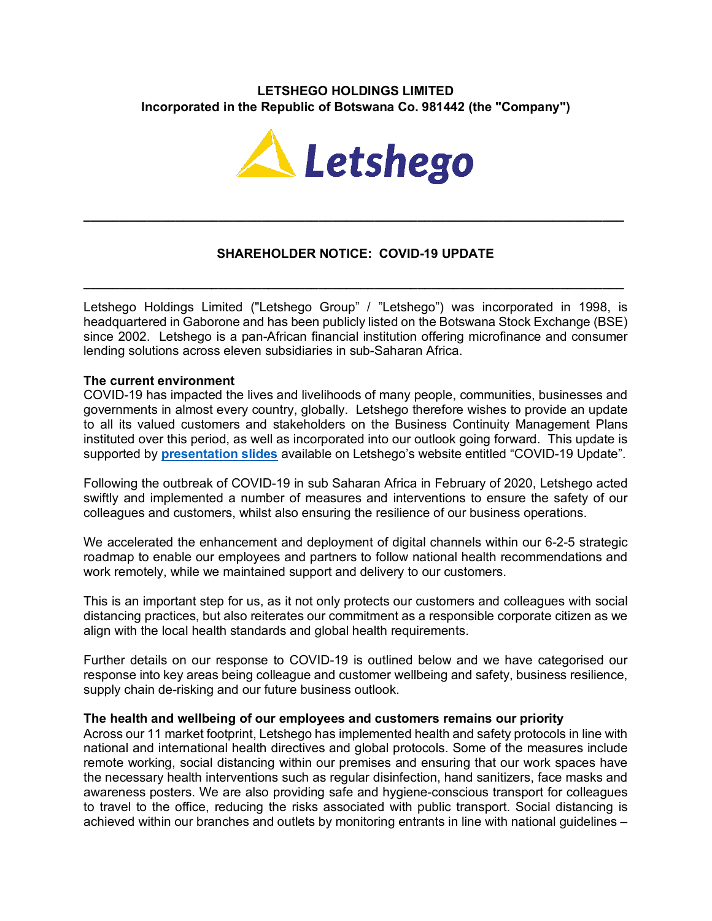**LETSHEGO HOLDINGS LIMITED**
**Incorporated in the Republic of Botswana Co. 981442 (the "Company")**

Letshego

---

## SHAREHOLDER NOTICE: COVID-19 UPDATE

---

Letshego Holdings Limited ("Letshego Group" / "Letshego") was incorporated in 1998, is headquartered in Gaborone and has been publicly listed on the Botswana Stock Exchange (BSE) since 2002. Letshego is a pan-African financial institution offering microfinance and consumer lending solutions across eleven subsidiaries in sub-Saharan Africa.

**The current environment**
COVID-19 has impacted the lives and livelihoods of many people, communities, businesses and governments in almost every country, globally. Letshego therefore wishes to provide an update to all its valued customers and stakeholders on the Business Continuity Management Plans instituted over this period, as well as incorporated into our outlook going forward. This update is supported by **presentation slides** available on Letshego's website entitled "COVID-19 Update".

Following the outbreak of COVID-19 in sub Saharan Africa in February of 2020, Letshego acted swiftly and implemented a number of measures and interventions to ensure the safety of our colleagues and customers, whilst also ensuring the resilience of our business operations.

We accelerated the enhancement and deployment of digital channels within our 6-2-5 strategic roadmap to enable our employees and partners to follow national health recommendations and work remotely, while we maintained support and delivery to our customers.

This is an important step for us, as it not only protects our customers and colleagues with social distancing practices, but also reiterates our commitment as a responsible corporate citizen as we align with the local health standards and global health requirements.

Further details on our response to COVID-19 is outlined below and we have categorised our response into key areas being colleague and customer wellbeing and safety, business resilience, supply chain de-risking and our future business outlook.

**The health and wellbeing of our employees and customers remains our priority**
Across our 11 market footprint, Letshego has implemented health and safety protocols in line with national and international health directives and global protocols. Some of the measures include remote working, social distancing within our premises and ensuring that our work spaces have the necessary health interventions such as regular disinfection, hand sanitizers, face masks and awareness posters. We are also providing safe and hygiene-conscious transport for colleagues to travel to the office, reducing the risks associated with public transport. Social distancing is achieved within our branches and outlets by monitoring entrants in line with national guidelines –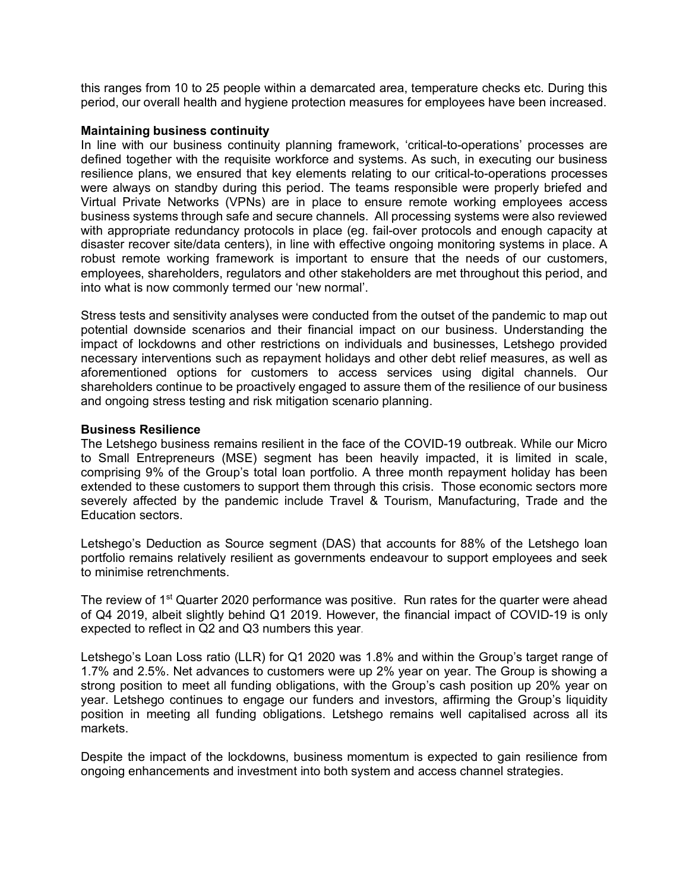this ranges from 10 to 25 people within a demarcated area, temperature checks etc. During this period, our overall health and hygiene protection measures for employees have been increased.

**Maintaining business continuity**

In line with our business continuity planning framework, 'critical-to-operations' processes are defined together with the requisite workforce and systems. As such, in executing our business resilience plans, we ensured that key elements relating to our critical-to-operations processes were always on standby during this period. The teams responsible were properly briefed and Virtual Private Networks (VPNs) are in place to ensure remote working employees access business systems through safe and secure channels. All processing systems were also reviewed with appropriate redundancy protocols in place (eg. fail-over protocols and enough capacity at disaster recover site/data centers), in line with effective ongoing monitoring systems in place. A robust remote working framework is important to ensure that the needs of our customers, employees, shareholders, regulators and other stakeholders are met throughout this period, and into what is now commonly termed our 'new normal'.

Stress tests and sensitivity analyses were conducted from the outset of the pandemic to map out potential downside scenarios and their financial impact on our business. Understanding the impact of lockdowns and other restrictions on individuals and businesses, Letshego provided necessary interventions such as repayment holidays and other debt relief measures, as well as aforementioned options for customers to access services using digital channels. Our shareholders continue to be proactively engaged to assure them of the resilience of our business and ongoing stress testing and risk mitigation scenario planning.

**Business Resilience**

The Letshego business remains resilient in the face of the COVID-19 outbreak. While our Micro to Small Entrepreneurs (MSE) segment has been heavily impacted, it is limited in scale, comprising 9% of the Group's total loan portfolio. A three month repayment holiday has been extended to these customers to support them through this crisis. Those economic sectors more severely affected by the pandemic include Travel & Tourism, Manufacturing, Trade and the Education sectors.

Letshego's Deduction as Source segment (DAS) that accounts for 88% of the Letshego loan portfolio remains relatively resilient as governments endeavour to support employees and seek to minimise retrenchments.

The review of 1st Quarter 2020 performance was positive. Run rates for the quarter were ahead of Q4 2019, albeit slightly behind Q1 2019. However, the financial impact of COVID-19 is only expected to reflect in Q2 and Q3 numbers this year.

Letshego's Loan Loss ratio (LLR) for Q1 2020 was 1.8% and within the Group's target range of 1.7% and 2.5%. Net advances to customers were up 2% year on year. The Group is showing a strong position to meet all funding obligations, with the Group's cash position up 20% year on year. Letshego continues to engage our funders and investors, affirming the Group's liquidity position in meeting all funding obligations. Letshego remains well capitalised across all its markets.

Despite the impact of the lockdowns, business momentum is expected to gain resilience from ongoing enhancements and investment into both system and access channel strategies.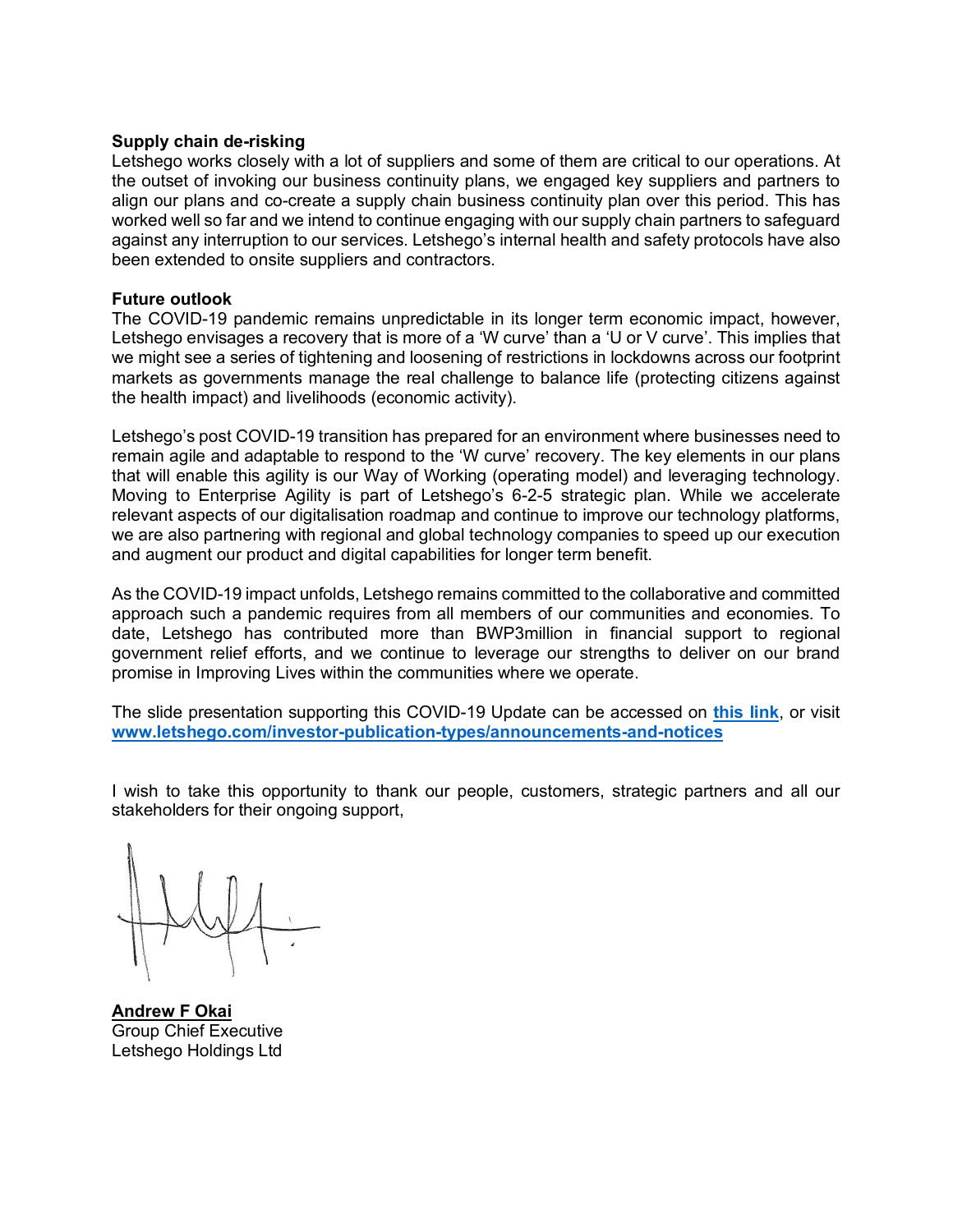**Supply chain de-risking**

Letshego works closely with a lot of suppliers and some of them are critical to our operations. At the outset of invoking our business continuity plans, we engaged key suppliers and partners to align our plans and co-create a supply chain business continuity plan over this period. This has worked well so far and we intend to continue engaging with our supply chain partners to safeguard against any interruption to our services. Letshego's internal health and safety protocols have also been extended to onsite suppliers and contractors.

**Future outlook**

The COVID-19 pandemic remains unpredictable in its longer term economic impact, however, Letshego envisages a recovery that is more of a 'W curve' than a 'U or V curve'. This implies that we might see a series of tightening and loosening of restrictions in lockdowns across our footprint markets as governments manage the real challenge to balance life (protecting citizens against the health impact) and livelihoods (economic activity).

Letshego's post COVID-19 transition has prepared for an environment where businesses need to remain agile and adaptable to respond to the 'W curve' recovery. The key elements in our plans that will enable this agility is our Way of Working (operating model) and leveraging technology. Moving to Enterprise Agility is part of Letshego's 6-2-5 strategic plan. While we accelerate relevant aspects of our digitalisation roadmap and continue to improve our technology platforms, we are also partnering with regional and global technology companies to speed up our execution and augment our product and digital capabilities for longer term benefit.

As the COVID-19 impact unfolds, Letshego remains committed to the collaborative and committed approach such a pandemic requires from all members of our communities and economies. To date, Letshego has contributed more than BWP3million in financial support to regional government relief efforts, and we continue to leverage our strengths to deliver on our brand promise in Improving Lives within the communities where we operate.

The slide presentation supporting this COVID-19 Update can be accessed on **this link**, or visit **www.letshego.com/investor-publication-types/announcements-and-notices**

I wish to take this opportunity to thank our people, customers, strategic partners and all our stakeholders for their ongoing support,

**Andrew F Okai**
Group Chief Executive
Letshego Holdings Ltd